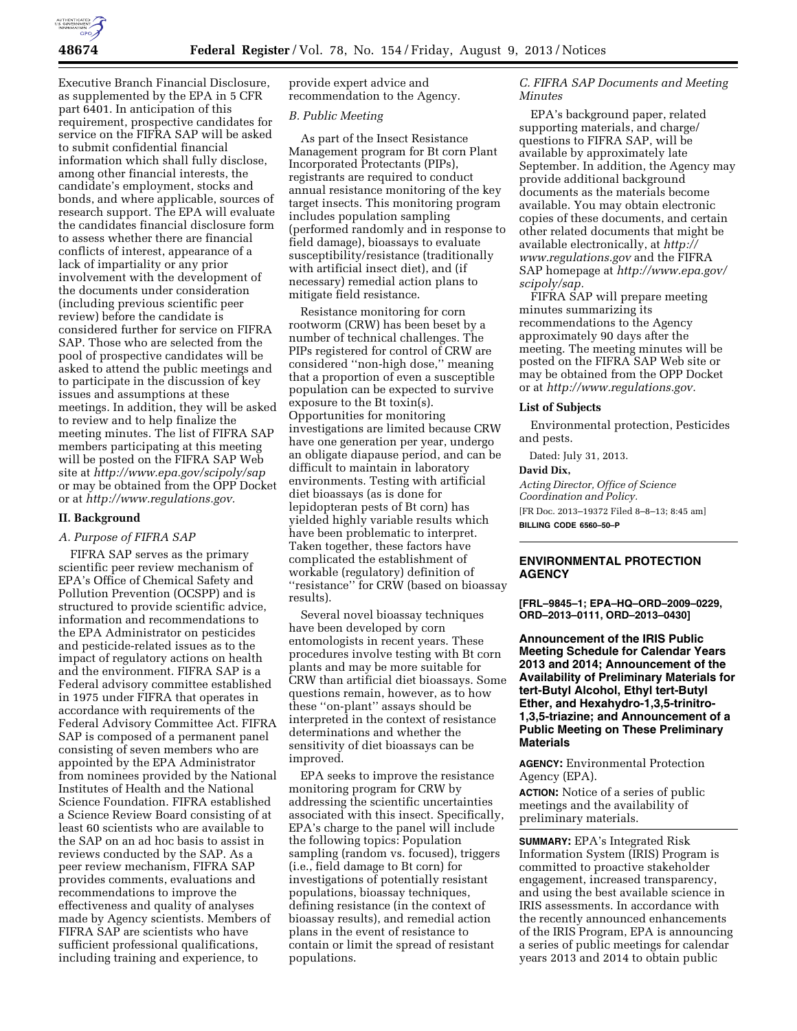Executive Branch Financial Disclosure, as supplemented by the EPA in 5 CFR part 6401. In anticipation of this requirement, prospective candidates for service on the FIFRA SAP will be asked to submit confidential financial information which shall fully disclose, among other financial interests, the candidate's employment, stocks and bonds, and where applicable, sources of research support. The EPA will evaluate the candidates financial disclosure form to assess whether there are financial conflicts of interest, appearance of a lack of impartiality or any prior involvement with the development of the documents under consideration (including previous scientific peer review) before the candidate is considered further for service on FIFRA SAP. Those who are selected from the pool of prospective candidates will be asked to attend the public meetings and to participate in the discussion of key issues and assumptions at these meetings. In addition, they will be asked to review and to help finalize the meeting minutes. The list of FIFRA SAP members participating at this meeting will be posted on the FIFRA SAP Web site at *http://www.epa.gov/scipoly/sap* or may be obtained from the OPP Docket or at *http://www.regulations.gov*.

## II. Background

### *A. Purpose of FIFRA SAP*

FIFRA SAP serves as the primary scientific peer review mechanism of EPA's Office of Chemical Safety and Pollution Prevention (OCSPP) and is structured to provide scientific advice, information and recommendations to the EPA Administrator on pesticides and pesticide-related issues as to the impact of regulatory actions on health and the environment. FIFRA SAP is a Federal advisory committee established in 1975 under FIFRA that operates in accordance with requirements of the Federal Advisory Committee Act. FIFRA SAP is composed of a permanent panel consisting of seven members who are appointed by the EPA Administrator from nominees provided by the National Institutes of Health and the National Science Foundation. FIFRA established a Science Review Board consisting of at least 60 scientists who are available to the SAP on an ad hoc basis to assist in reviews conducted by the SAP. As a peer review mechanism, FIFRA SAP provides comments, evaluations and recommendations to improve the effectiveness and quality of analyses made by Agency scientists. Members of FIFRA SAP are scientists who have sufficient professional qualifications, including training and experience, to provide expert advice and recommendation to the Agency.

### *B. Public Meeting*

As part of the Insect Resistance Management program for Bt corn Plant Incorporated Protectants (PIPs), registrants are required to conduct annual resistance monitoring of the key target insects. This monitoring program includes population sampling (performed randomly and in response to field damage), bioassays to evaluate susceptibility/resistance (traditionally with artificial insect diet), and (if necessary) remedial action plans to mitigate field resistance.

Resistance monitoring for corn rootworm (CRW) has been beset by a number of technical challenges. The PIPs registered for control of CRW are considered ''non-high dose,'' meaning that a proportion of even a susceptible population can be expected to survive exposure to the Bt toxin(s). Opportunities for monitoring investigations are limited because CRW have one generation per year, undergo an obligate diapause period, and can be difficult to maintain in laboratory environments. Testing with artificial diet bioassays (as is done for lepidopteran pests of Bt corn) has yielded highly variable results which have been problematic to interpret. Taken together, these factors have complicated the establishment of workable (regulatory) definition of ''resistance'' for CRW (based on bioassay results).

Several novel bioassay techniques have been developed by corn entomologists in recent years. These procedures involve testing with Bt corn plants and may be more suitable for CRW than artificial diet bioassays. Some questions remain, however, as to how these ''on-plant'' assays should be interpreted in the context of resistance determinations and whether the sensitivity of diet bioassays can be improved.

EPA seeks to improve the resistance monitoring program for CRW by addressing the scientific uncertainties associated with this insect. Specifically, EPA's charge to the panel will include the following topics: Population sampling (random vs. focused), triggers (i.e., field damage to Bt corn) for investigations of potentially resistant populations, bioassay techniques, defining resistance (in the context of bioassay results), and remedial action plans in the event of resistance to contain or limit the spread of resistant populations.

### *C. FIFRA SAP Documents and Meeting Minutes*

EPA's background paper, related supporting materials, and charge/questions to FIFRA SAP, will be available by approximately late September. In addition, the Agency may provide additional background documents as the materials become available. You may obtain electronic copies of these documents, and certain other related documents that might be available electronically, at *http://www.regulations.gov* and the FIFRA SAP homepage at *http://www.epa.gov/scipoly/sap*.

FIFRA SAP will prepare meeting minutes summarizing its recommendations to the Agency approximately 90 days after the meeting. The meeting minutes will be posted on the FIFRA SAP Web site or may be obtained from the OPP Docket or at *http://www.regulations.gov*.

**List of Subjects**

Environmental protection, Pesticides and pests.

Dated: July 31, 2013.

**David Dix,**

*Acting Director, Office of Science Coordination and Policy.*

[FR Doc. 2013–19372 Filed 8–8–13; 8:45 am]

**BILLING CODE 6560–50–P**

---

## ENVIRONMENTAL PROTECTION AGENCY

**[FRL–9845–1; EPA–HQ–ORD–2009–0229, ORD–2013–0111, ORD–2013–0430]**

**Announcement of the IRIS Public Meeting Schedule for Calendar Years 2013 and 2014; Announcement of the Availability of Preliminary Materials for tert-Butyl Alcohol, Ethyl tert-Butyl Ether, and Hexahydro-1,3,5-trinitro-1,3,5-triazine; and Announcement of a Public Meeting on These Preliminary Materials**

**AGENCY:** Environmental Protection Agency (EPA).

**ACTION:** Notice of a series of public meetings and the availability of preliminary materials.

**SUMMARY:** EPA's Integrated Risk Information System (IRIS) Program is committed to proactive stakeholder engagement, increased transparency, and using the best available science in IRIS assessments. In accordance with the recently announced enhancements of the IRIS Program, EPA is announcing a series of public meetings for calendar years 2013 and 2014 to obtain public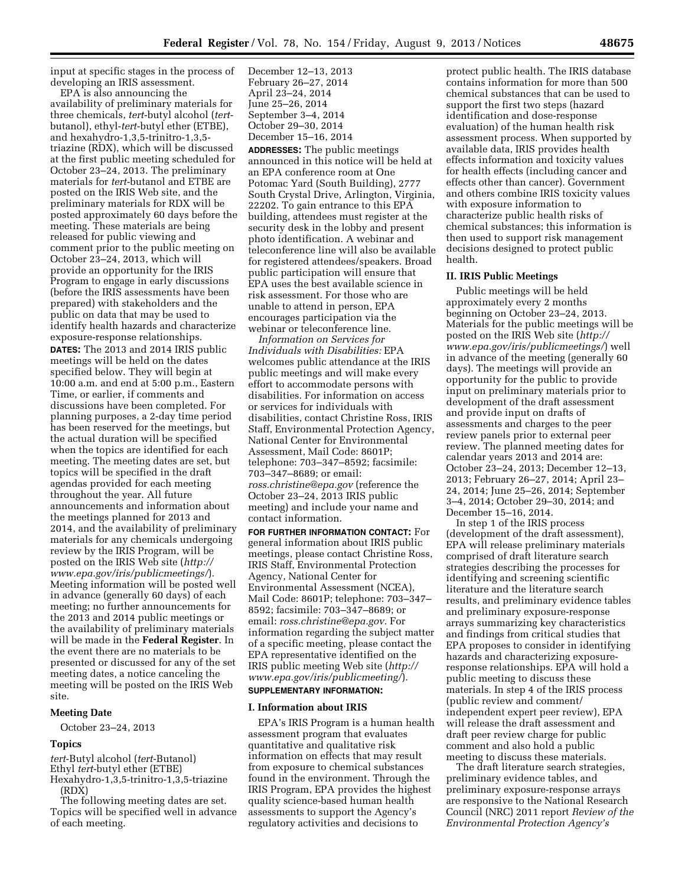input at specific stages in the process of developing an IRIS assessment.

EPA is also announcing the availability of preliminary materials for three chemicals, *tert*-butyl alcohol (*tert*-butanol), ethyl-*tert*-butyl ether (ETBE), and hexahydro-1,3,5-trinitro-1,3,5-triazine (RDX), which will be discussed at the first public meeting scheduled for October 23–24, 2013. The preliminary materials for *tert*-butanol and ETBE are posted on the IRIS Web site, and the preliminary materials for RDX will be posted approximately 60 days before the meeting. These materials are being released for public viewing and comment prior to the public meeting on October 23–24, 2013, which will provide an opportunity for the IRIS Program to engage in early discussions (before the IRIS assessments have been prepared) with stakeholders and the public on data that may be used to identify health hazards and characterize exposure-response relationships.

**DATES:** The 2013 and 2014 IRIS public meetings will be held on the dates specified below. They will begin at 10:00 a.m. and end at 5:00 p.m., Eastern Time, or earlier, if comments and discussions have been completed. For planning purposes, a 2-day time period has been reserved for the meetings, but the actual duration will be specified when the topics are identified for each meeting. The meeting dates are set, but topics will be specified in the draft agendas provided for each meeting throughout the year. All future announcements and information about the meetings planned for 2013 and 2014, and the availability of preliminary materials for any chemicals undergoing review by the IRIS Program, will be posted on the IRIS Web site (*http://www.epa.gov/iris/publicmeetings/*). Meeting information will be posted well in advance (generally 60 days) of each meeting; no further announcements for the 2013 and 2014 public meetings or the availability of preliminary materials will be made in the **Federal Register**. In the event there are no materials to be presented or discussed for any of the set meeting dates, a notice canceling the meeting will be posted on the IRIS Web site.

**Meeting Date**

October 23–24, 2013

**Topics**

*tert*-Butyl alcohol (*tert*-Butanol)
Ethyl *tert*-butyl ether (ETBE)
Hexahydro-1,3,5-trinitro-1,3,5-triazine (RDX)

The following meeting dates are set. Topics will be specified well in advance of each meeting.

December 12–13, 2013
February 26–27, 2014
April 23–24, 2014
June 25–26, 2014
September 3–4, 2014
October 29–30, 2014
December 15–16, 2014

**ADDRESSES:** The public meetings announced in this notice will be held at an EPA conference room at One Potomac Yard (South Building), 2777 South Crystal Drive, Arlington, Virginia, 22202. To gain entrance to this EPA building, attendees must register at the security desk in the lobby and present photo identification. A webinar and teleconference line will also be available for registered attendees/speakers. Broad public participation will ensure that EPA uses the best available science in risk assessment. For those who are unable to attend in person, EPA encourages participation via the webinar or teleconference line.

*Information on Services for Individuals with Disabilities:* EPA welcomes public attendance at the IRIS public meetings and will make every effort to accommodate persons with disabilities. For information on access or services for individuals with disabilities, contact Christine Ross, IRIS Staff, Environmental Protection Agency, National Center for Environmental Assessment, Mail Code: 8601P; telephone: 703–347–8592; facsimile: 703–347–8689; or email: *ross.christine@epa.gov* (reference the October 23–24, 2013 IRIS public meeting) and include your name and contact information.

**FOR FURTHER INFORMATION CONTACT:** For general information about IRIS public meetings, please contact Christine Ross, IRIS Staff, Environmental Protection Agency, National Center for Environmental Assessment (NCEA), Mail Code: 8601P; telephone: 703–347–8592; facsimile: 703–347–8689; or email: *ross.christine@epa.gov.* For information regarding the subject matter of a specific meeting, please contact the EPA representative identified on the IRIS public meeting Web site (*http://www.epa.gov/iris/publicmeeting/*).

**SUPPLEMENTARY INFORMATION:**

## I. Information about IRIS

EPA's IRIS Program is a human health assessment program that evaluates quantitative and qualitative risk information on effects that may result from exposure to chemical substances found in the environment. Through the IRIS Program, EPA provides the highest quality science-based human health assessments to support the Agency's regulatory activities and decisions to protect public health. The IRIS database contains information for more than 500 chemical substances that can be used to support the first two steps (hazard identification and dose-response evaluation) of the human health risk assessment process. When supported by available data, IRIS provides health effects information and toxicity values for health effects (including cancer and effects other than cancer). Government and others combine IRIS toxicity values with exposure information to characterize public health risks of chemical substances; this information is then used to support risk management decisions designed to protect public health.

## II. IRIS Public Meetings

Public meetings will be held approximately every 2 months beginning on October 23–24, 2013. Materials for the public meetings will be posted on the IRIS Web site (*http://www.epa.gov/iris/publicmeetings/*) well in advance of the meeting (generally 60 days). The meetings will provide an opportunity for the public to provide input on preliminary materials prior to development of the draft assessment and provide input on drafts of assessments and charges to the peer review panels prior to external peer review. The planned meeting dates for calendar years 2013 and 2014 are: October 23–24, 2013; December 12–13, 2013; February 26–27, 2014; April 23–24, 2014; June 25–26, 2014; September 3–4, 2014; October 29–30, 2014; and December 15–16, 2014.

In step 1 of the IRIS process (development of the draft assessment), EPA will release preliminary materials comprised of draft literature search strategies describing the processes for identifying and screening scientific literature and the literature search results, and preliminary evidence tables and preliminary exposure-response arrays summarizing key characteristics and findings from critical studies that EPA proposes to consider in identifying hazards and characterizing exposure-response relationships. EPA will hold a public meeting to discuss these materials. In step 4 of the IRIS process (public review and comment/independent expert peer review), EPA will release the draft assessment and draft peer review charge for public comment and also hold a public meeting to discuss these materials.

The draft literature search strategies, preliminary evidence tables, and preliminary exposure-response arrays are responsive to the National Research Council (NRC) 2011 report *Review of the Environmental Protection Agency's*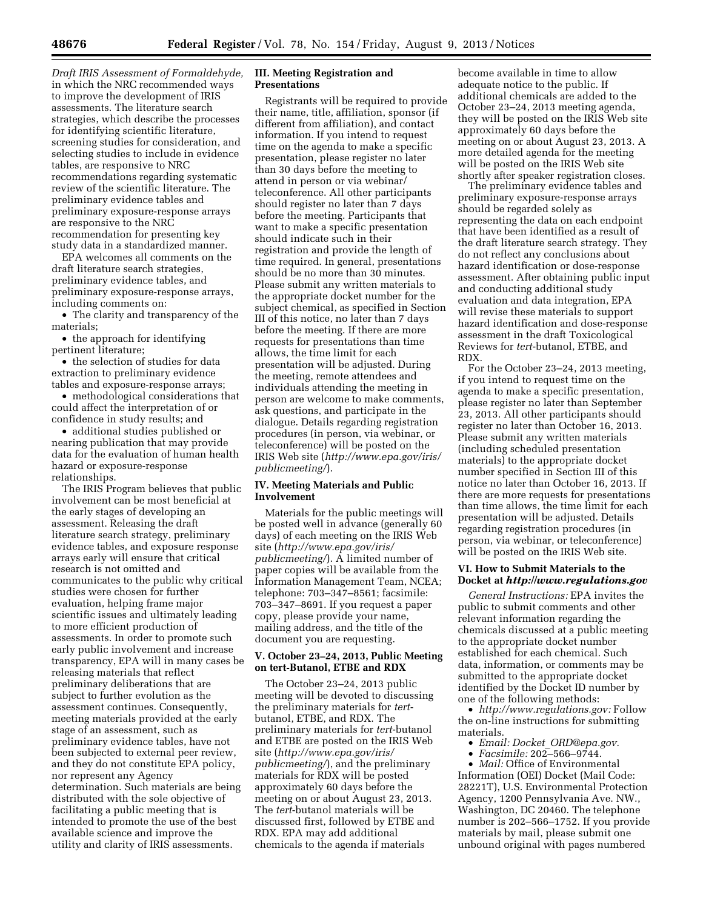*Draft IRIS Assessment of Formaldehyde,* in which the NRC recommended ways to improve the development of IRIS assessments. The literature search strategies, which describe the processes for identifying scientific literature, screening studies for consideration, and selecting studies to include in evidence tables, are responsive to NRC recommendations regarding systematic review of the scientific literature. The preliminary evidence tables and preliminary exposure-response arrays are responsive to the NRC recommendation for presenting key study data in a standardized manner.

EPA welcomes all comments on the draft literature search strategies, preliminary evidence tables, and preliminary exposure-response arrays, including comments on:

- The clarity and transparency of the materials;
- the approach for identifying pertinent literature;
- the selection of studies for data extraction to preliminary evidence tables and exposure-response arrays;
- methodological considerations that could affect the interpretation of or confidence in study results; and
- additional studies published or nearing publication that may provide data for the evaluation of human health hazard or exposure-response relationships.

The IRIS Program believes that public involvement can be most beneficial at the early stages of developing an assessment. Releasing the draft literature search strategy, preliminary evidence tables, and exposure response arrays early will ensure that critical research is not omitted and communicates to the public why critical studies were chosen for further evaluation, helping frame major scientific issues and ultimately leading to more efficient production of assessments. In order to promote such early public involvement and increase transparency, EPA will in many cases be releasing materials that reflect preliminary deliberations that are subject to further evolution as the assessment continues. Consequently, meeting materials provided at the early stage of an assessment, such as preliminary evidence tables, have not been subjected to external peer review, and they do not constitute EPA policy, nor represent any Agency determination. Such materials are being distributed with the sole objective of facilitating a public meeting that is intended to promote the use of the best available science and improve the utility and clarity of IRIS assessments.

## III. Meeting Registration and Presentations

Registrants will be required to provide their name, title, affiliation, sponsor (if different from affiliation), and contact information. If you intend to request time on the agenda to make a specific presentation, please register no later than 30 days before the meeting to attend in person or via webinar/teleconference. All other participants should register no later than 7 days before the meeting. Participants that want to make a specific presentation should indicate such in their registration and provide the length of time required. In general, presentations should be no more than 30 minutes. Please submit any written materials to the appropriate docket number for the subject chemical, as specified in Section III of this notice, no later than 7 days before the meeting. If there are more requests for presentations than time allows, the time limit for each presentation will be adjusted. During the meeting, remote attendees and individuals attending the meeting in person are welcome to make comments, ask questions, and participate in the dialogue. Details regarding registration procedures (in person, via webinar, or teleconference) will be posted on the IRIS Web site (*http://www.epa.gov/iris/publicmeeting/*).

## IV. Meeting Materials and Public Involvement

Materials for the public meetings will be posted well in advance (generally 60 days) of each meeting on the IRIS Web site (*http://www.epa.gov/iris/publicmeeting/*). A limited number of paper copies will be available from the Information Management Team, NCEA; telephone: 703–347–8561; facsimile: 703–347–8691. If you request a paper copy, please provide your name, mailing address, and the title of the document you are requesting.

## V. October 23–24, 2013, Public Meeting on tert-Butanol, ETBE and RDX

The October 23–24, 2013 public meeting will be devoted to discussing the preliminary materials for *tert*-butanol, ETBE, and RDX. The preliminary materials for *tert*-butanol and ETBE are posted on the IRIS Web site (*http://www.epa.gov/iris/publicmeeting/*), and the preliminary materials for RDX will be posted approximately 60 days before the meeting on or about August 23, 2013. The *tert*-butanol materials will be discussed first, followed by ETBE and RDX. EPA may add additional chemicals to the agenda if materials become available in time to allow adequate notice to the public. If additional chemicals are added to the October 23–24, 2013 meeting agenda, they will be posted on the IRIS Web site approximately 60 days before the meeting on or about August 23, 2013. A more detailed agenda for the meeting will be posted on the IRIS Web site shortly after speaker registration closes.

The preliminary evidence tables and preliminary exposure-response arrays should be regarded solely as representing the data on each endpoint that have been identified as a result of the draft literature search strategy. They do not reflect any conclusions about hazard identification or dose-response assessment. After obtaining public input and conducting additional study evaluation and data integration, EPA will revise these materials to support hazard identification and dose-response assessment in the draft Toxicological Reviews for *tert*-butanol, ETBE, and RDX.

For the October 23–24, 2013 meeting, if you intend to request time on the agenda to make a specific presentation, please register no later than September 23, 2013. All other participants should register no later than October 16, 2013. Please submit any written materials (including scheduled presentation materials) to the appropriate docket number specified in Section III of this notice no later than October 16, 2013. If there are more requests for presentations than time allows, the time limit for each presentation will be adjusted. Details regarding registration procedures (in person, via webinar, or teleconference) will be posted on the IRIS Web site.

## VI. How to Submit Materials to the Docket at *http://www.regulations.gov*

*General Instructions:* EPA invites the public to submit comments and other relevant information regarding the chemicals discussed at a public meeting to the appropriate docket number established for each chemical. Such data, information, or comments may be submitted to the appropriate docket identified by the Docket ID number by one of the following methods:

- *http://www.regulations.gov:* Follow the on-line instructions for submitting materials.
- *Email: Docket_ORD@epa.gov.*
- *Facsimile:* 202–566–9744.
- *Mail:* Office of Environmental Information (OEI) Docket (Mail Code: 28221T), U.S. Environmental Protection Agency, 1200 Pennsylvania Ave. NW., Washington, DC 20460. The telephone number is 202–566–1752. If you provide materials by mail, please submit one unbound original with pages numbered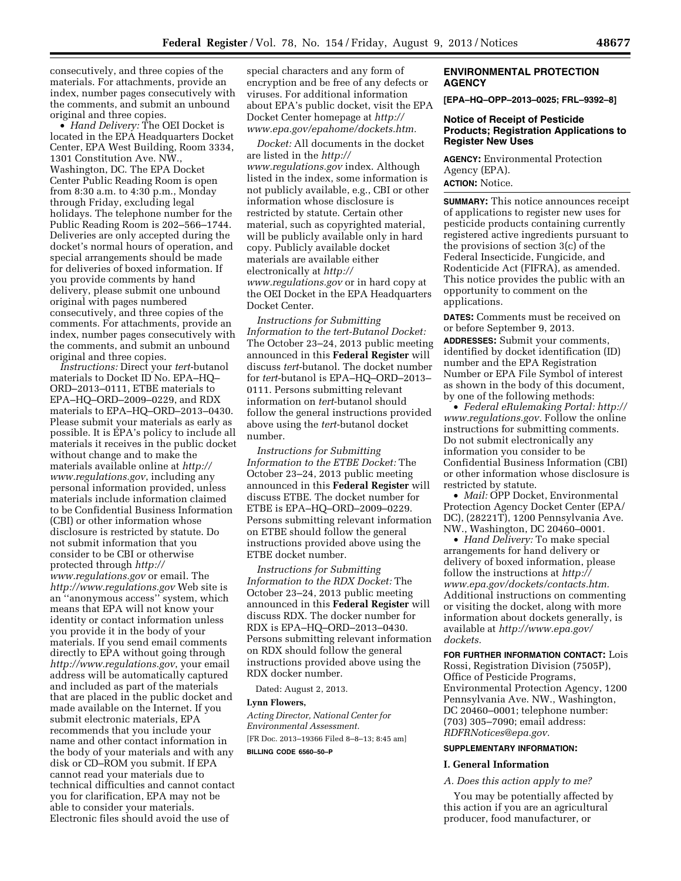consecutively, and three copies of the materials. For attachments, provide an index, number pages consecutively with the comments, and submit an unbound original and three copies.

• *Hand Delivery:* The OEI Docket is located in the EPA Headquarters Docket Center, EPA West Building, Room 3334, 1301 Constitution Ave. NW., Washington, DC. The EPA Docket Center Public Reading Room is open from 8:30 a.m. to 4:30 p.m., Monday through Friday, excluding legal holidays. The telephone number for the Public Reading Room is 202–566–1744. Deliveries are only accepted during the docket's normal hours of operation, and special arrangements should be made for deliveries of boxed information. If you provide comments by hand delivery, please submit one unbound original with pages numbered consecutively, and three copies of the comments. For attachments, provide an index, number pages consecutively with the comments, and submit an unbound original and three copies.

*Instructions:* Direct your *tert*-butanol materials to Docket ID No. EPA–HQ–ORD–2013–0111, ETBE materials to EPA–HQ–ORD–2009–0229, and RDX materials to EPA–HQ–ORD–2013–0430. Please submit your materials as early as possible. It is EPA's policy to include all materials it receives in the public docket without change and to make the materials available online at *http://www.regulations.gov*, including any personal information provided, unless materials include information claimed to be Confidential Business Information (CBI) or other information whose disclosure is restricted by statute. Do not submit information that you consider to be CBI or otherwise protected through *http://www.regulations.gov* or email. The *http://www.regulations.gov* Web site is an ''anonymous access'' system, which means that EPA will not know your identity or contact information unless you provide it in the body of your materials. If you send email comments directly to EPA without going through *http://www.regulations.gov*, your email address will be automatically captured and included as part of the materials that are placed in the public docket and made available on the Internet. If you submit electronic materials, EPA recommends that you include your name and other contact information in the body of your materials and with any disk or CD–ROM you submit. If EPA cannot read your materials due to technical difficulties and cannot contact you for clarification, EPA may not be able to consider your materials. Electronic files should avoid the use of special characters and any form of encryption and be free of any defects or viruses. For additional information about EPA's public docket, visit the EPA Docket Center homepage at *http://www.epa.gov/epahome/dockets.htm.*

*Docket:* All documents in the docket are listed in the *http://www.regulations.gov* index. Although listed in the index, some information is not publicly available, e.g., CBI or other information whose disclosure is restricted by statute. Certain other material, such as copyrighted material, will be publicly available only in hard copy. Publicly available docket materials are available either electronically at *http://www.regulations.gov* or in hard copy at the OEI Docket in the EPA Headquarters Docket Center.

*Instructions for Submitting Information to the tert-Butanol Docket:* The October 23–24, 2013 public meeting announced in this **Federal Register** will discuss *tert*-butanol. The docket number for *tert*-butanol is EPA–HQ–ORD–2013–0111. Persons submitting relevant information on *tert*-butanol should follow the general instructions provided above using the *tert*-butanol docket number.

*Instructions for Submitting Information to the ETBE Docket:* The October 23–24, 2013 public meeting announced in this **Federal Register** will discuss ETBE. The docket number for ETBE is EPA–HQ–ORD–2009–0229. Persons submitting relevant information on ETBE should follow the general instructions provided above using the ETBE docket number.

*Instructions for Submitting Information to the RDX Docket:* The October 23–24, 2013 public meeting announced in this **Federal Register** will discuss RDX. The docker number for RDX is EPA–HQ–ORD–2013–0430. Persons submitting relevant information on RDX should follow the general instructions provided above using the RDX docker number.

Dated: August 2, 2013.

**Lynn Flowers,**

*Acting Director, National Center for Environmental Assessment.*

[FR Doc. 2013–19366 Filed 8–8–13; 8:45 am]

**BILLING CODE 6560–50–P**

## ENVIRONMENTAL PROTECTION AGENCY

**[EPA–HQ–OPP–2013–0025; FRL–9392–8]**

### Notice of Receipt of Pesticide Products; Registration Applications to Register New Uses

**AGENCY:** Environmental Protection Agency (EPA).

**ACTION:** Notice.

**SUMMARY:** This notice announces receipt of applications to register new uses for pesticide products containing currently registered active ingredients pursuant to the provisions of section 3(c) of the Federal Insecticide, Fungicide, and Rodenticide Act (FIFRA), as amended. This notice provides the public with an opportunity to comment on the applications.

**DATES:** Comments must be received on or before September 9, 2013.

**ADDRESSES:** Submit your comments, identified by docket identification (ID) number and the EPA Registration Number or EPA File Symbol of interest as shown in the body of this document, by one of the following methods:

• *Federal eRulemaking Portal: http://www.regulations.gov.* Follow the online instructions for submitting comments. Do not submit electronically any information you consider to be Confidential Business Information (CBI) or other information whose disclosure is restricted by statute.

• *Mail:* OPP Docket, Environmental Protection Agency Docket Center (EPA/DC), (28221T), 1200 Pennsylvania Ave. NW., Washington, DC 20460–0001.

• *Hand Delivery:* To make special arrangements for hand delivery or delivery of boxed information, please follow the instructions at *http://www.epa.gov/dockets/contacts.htm.* Additional instructions on commenting or visiting the docket, along with more information about dockets generally, is available at *http://www.epa.gov/dockets.*

**FOR FURTHER INFORMATION CONTACT:** Lois Rossi, Registration Division (7505P), Office of Pesticide Programs, Environmental Protection Agency, 1200 Pennsylvania Ave. NW., Washington, DC 20460–0001; telephone number: (703) 305–7090; email address: *RDFRNotices@epa.gov.*

**SUPPLEMENTARY INFORMATION:**

#### I. General Information

*A. Does this action apply to me?*

You may be potentially affected by this action if you are an agricultural producer, food manufacturer, or